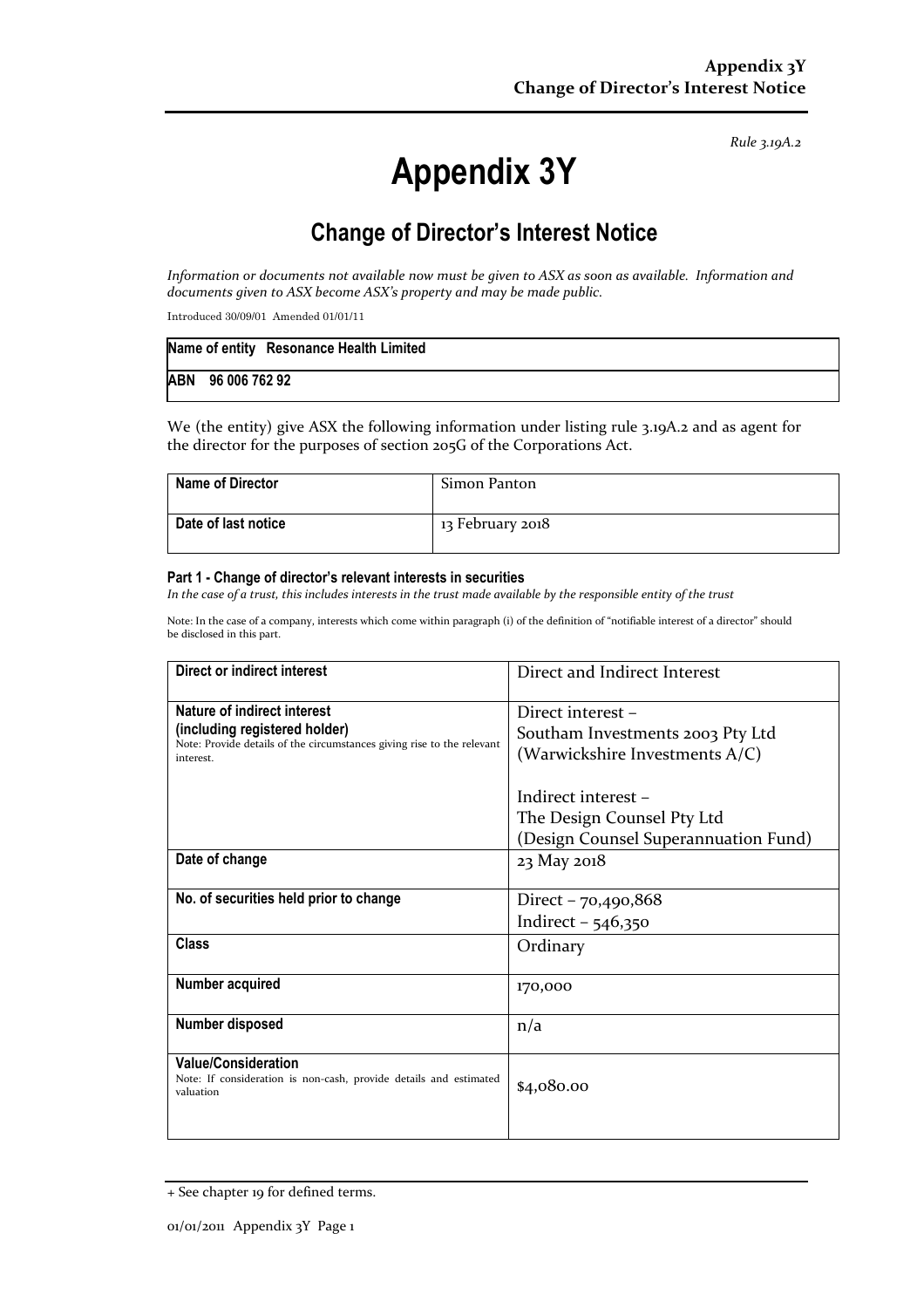*Rule 3.19A.2*

# Appendix 3Y

## Change of Director's Interest Notice

*Information or documents not available now must be given to ASX as soon as available. Information and documents given to ASX become ASX's property and may be made public.*

Introduced 30/09/01 Amended 01/01/11

| Name of entity Resonance Health Limited |
|---|
| ABN 96 006 762 92 |

We (the entity) give ASX the following information under listing rule 3.19A.2 and as agent for the director for the purposes of section 205G of the Corporations Act.

| Name of Director | Simon Panton |
|---|---|
| Date of last notice | 13 February 2018 |

### Part 1 - Change of director's relevant interests in securities

*In the case of a trust, this includes interests in the trust made available by the responsible entity of the trust*

Note: In the case of a company, interests which come within paragraph (i) of the definition of "notifiable interest of a director" should be disclosed in this part.

| Direct or indirect interest | Direct and Indirect Interest |
|---|---|
| **Nature of indirect interest (including registered holder)**<br>Note: Provide details of the circumstances giving rise to the relevant interest. | Direct interest –<br>Southam Investments 2003 Pty Ltd<br>(Warwickshire Investments A/C)<br><br>Indirect interest –<br>The Design Counsel Pty Ltd<br>(Design Counsel Superannuation Fund) |
| **Date of change** | 23 May 2018 |
| **No. of securities held prior to change** | Direct – 70,490,868<br>Indirect – 546,350 |
| **Class** | Ordinary |
| **Number acquired** | 170,000 |
| **Number disposed** | n/a |
| **Value/Consideration**<br>Note: If consideration is non-cash, provide details and estimated valuation | $4,080.00 |

+ See chapter 19 for defined terms.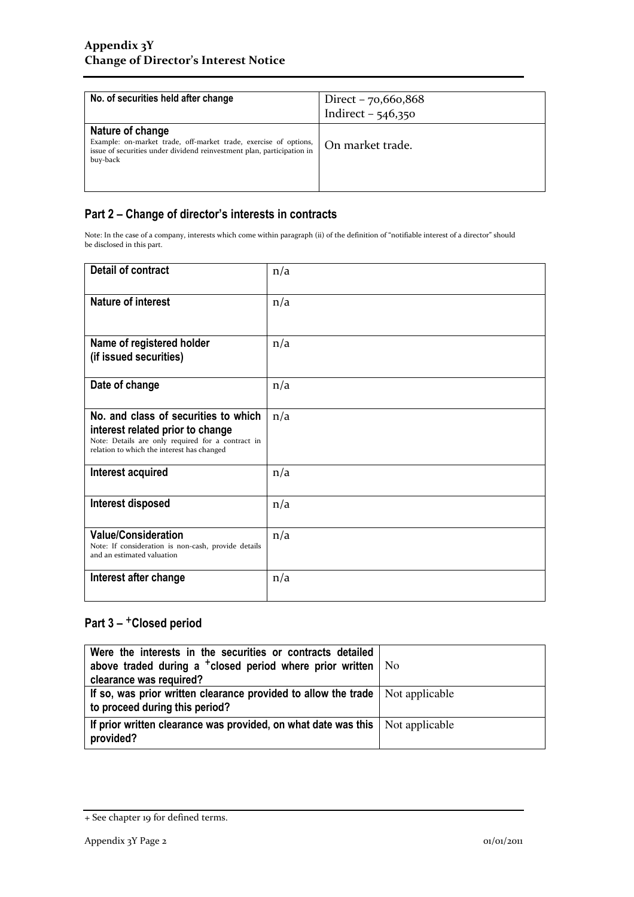| | |
|---|---|
| **No. of securities held after change** | Direct – 70,660,868<br>Indirect – 546,350 |
| **Nature of change**<br>Example: on-market trade, off-market trade, exercise of options, issue of securities under dividend reinvestment plan, participation in buy-back | On market trade. |

## Part 2 – Change of director's interests in contracts

Note: In the case of a company, interests which come within paragraph (ii) of the definition of "notifiable interest of a director" should be disclosed in this part.

| | |
|---|---|
| **Detail of contract** | n/a |
| **Nature of interest** | n/a |
| **Name of registered holder (if issued securities)** | n/a |
| **Date of change** | n/a |
| **No. and class of securities to which interest related prior to change**<br>Note: Details are only required for a contract in relation to which the interest has changed | n/a |
| **Interest acquired** | n/a |
| **Interest disposed** | n/a |
| **Value/Consideration**<br>Note: If consideration is non-cash, provide details and an estimated valuation | n/a |
| **Interest after change** | n/a |

## Part 3 – +Closed period

| | |
|---|---|
| **Were the interests in the securities or contracts detailed above traded during a +closed period where prior written clearance was required?** | No |
| **If so, was prior written clearance provided to allow the trade to proceed during this period?** | Not applicable |
| **If prior written clearance was provided, on what date was this provided?** | Not applicable |

+ See chapter 19 for defined terms.